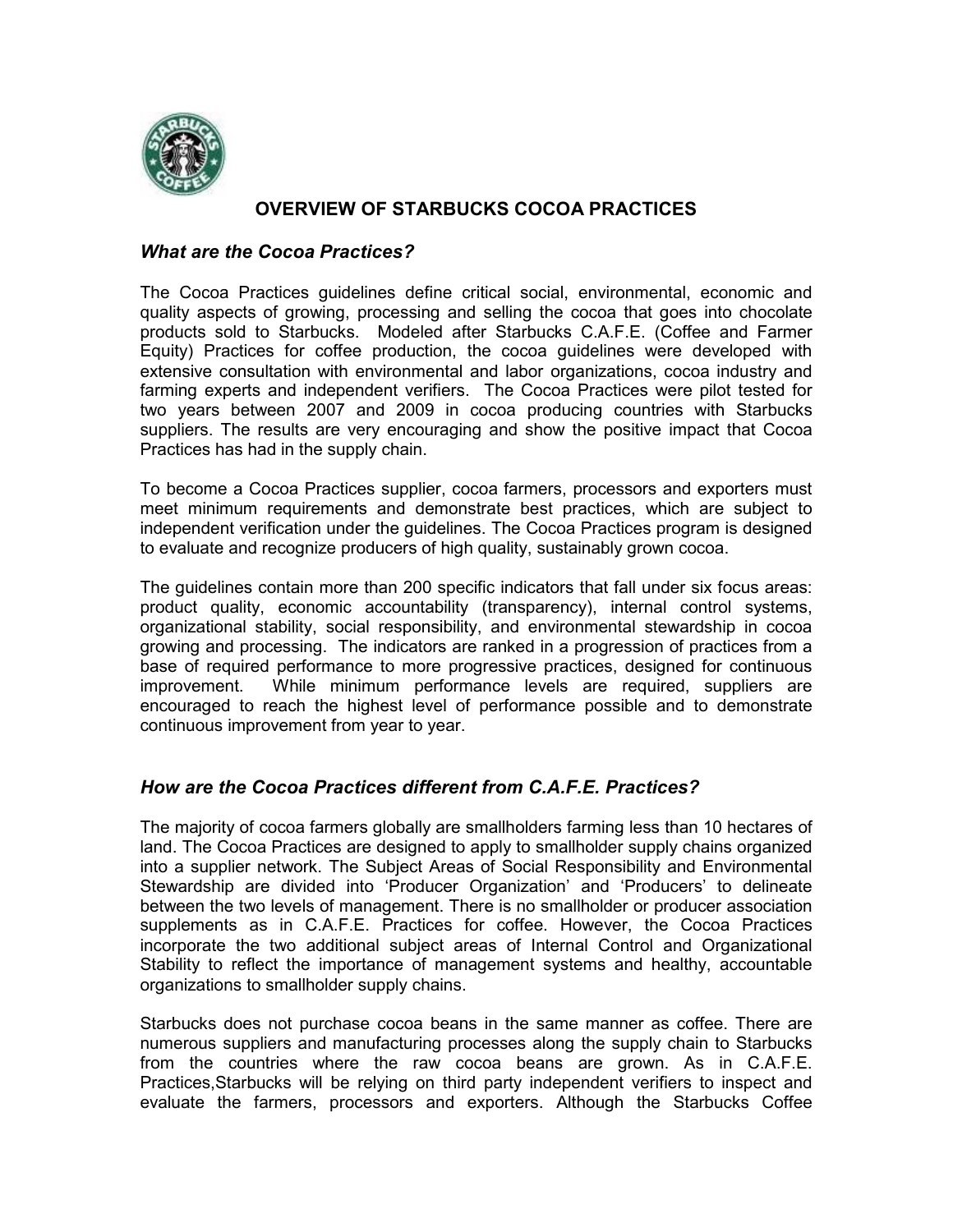# OVERVIEW OF STARBUCKS COCOA PRACTICES

## *What are the Cocoa Practices?*

The Cocoa Practices guidelines define critical social, environmental, economic and quality aspects of growing, processing and selling the cocoa that goes into chocolate products sold to Starbucks. Modeled after Starbucks C.A.F.E. (Coffee and Farmer Equity) Practices for coffee production, the cocoa guidelines were developed with extensive consultation with environmental and labor organizations, cocoa industry and farming experts and independent verifiers. The Cocoa Practices were pilot tested for two years between 2007 and 2009 in cocoa producing countries with Starbucks suppliers. The results are very encouraging and show the positive impact that Cocoa Practices has had in the supply chain.

To become a Cocoa Practices supplier, cocoa farmers, processors and exporters must meet minimum requirements and demonstrate best practices, which are subject to independent verification under the guidelines. The Cocoa Practices program is designed to evaluate and recognize producers of high quality, sustainably grown cocoa.

The guidelines contain more than 200 specific indicators that fall under six focus areas: product quality, economic accountability (transparency), internal control systems, organizational stability, social responsibility, and environmental stewardship in cocoa growing and processing. The indicators are ranked in a progression of practices from a base of required performance to more progressive practices, designed for continuous improvement. While minimum performance levels are required, suppliers are encouraged to reach the highest level of performance possible and to demonstrate continuous improvement from year to year.

## *How are the Cocoa Practices different from C.A.F.E. Practices?*

The majority of cocoa farmers globally are smallholders farming less than 10 hectares of land. The Cocoa Practices are designed to apply to smallholder supply chains organized into a supplier network. The Subject Areas of Social Responsibility and Environmental Stewardship are divided into 'Producer Organization' and 'Producers' to delineate between the two levels of management. There is no smallholder or producer association supplements as in C.A.F.E. Practices for coffee. However, the Cocoa Practices incorporate the two additional subject areas of Internal Control and Organizational Stability to reflect the importance of management systems and healthy, accountable organizations to smallholder supply chains.

Starbucks does not purchase cocoa beans in the same manner as coffee. There are numerous suppliers and manufacturing processes along the supply chain to Starbucks from the countries where the raw cocoa beans are grown. As in C.A.F.E. Practices,Starbucks will be relying on third party independent verifiers to inspect and evaluate the farmers, processors and exporters. Although the Starbucks Coffee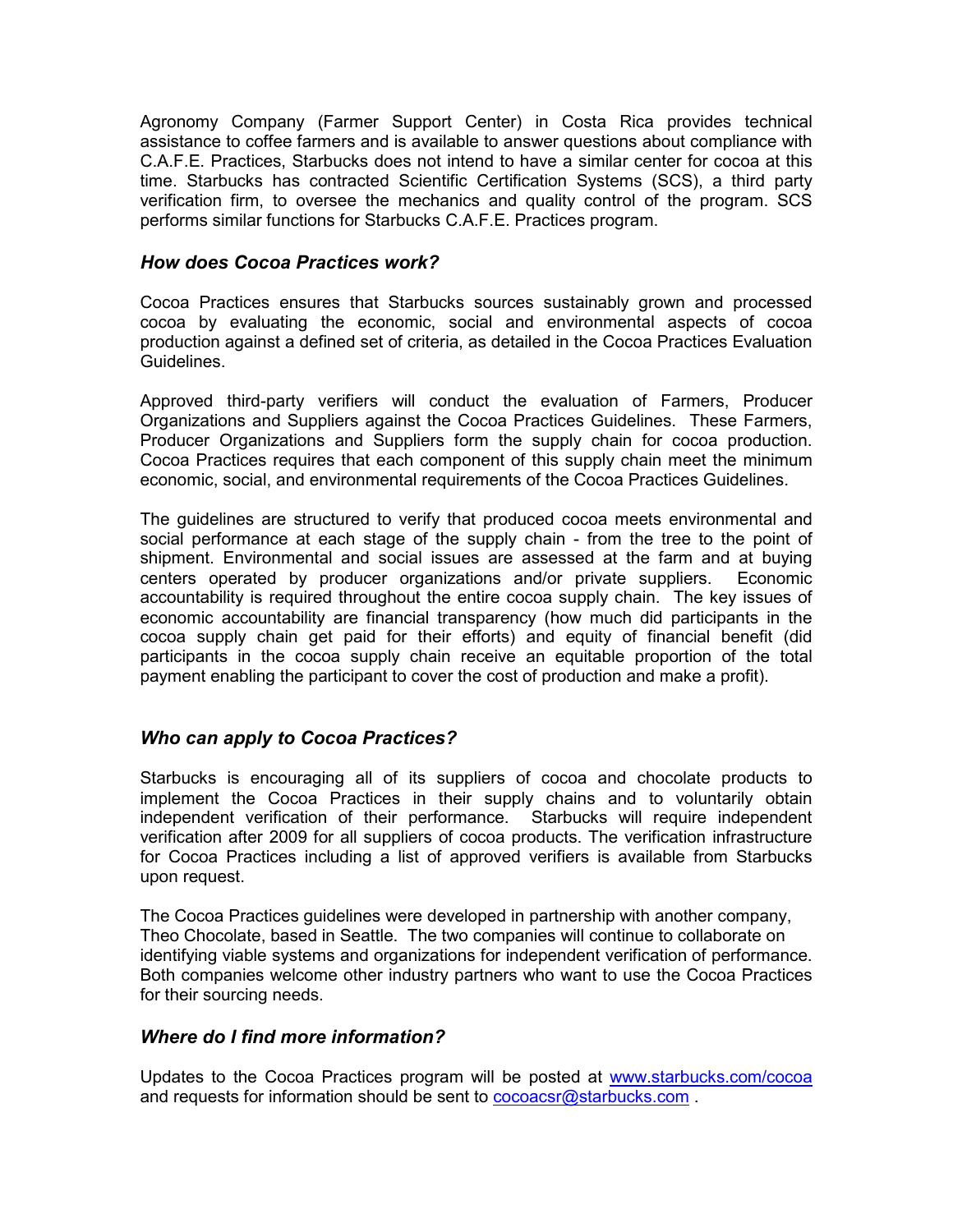Agronomy Company (Farmer Support Center) in Costa Rica provides technical assistance to coffee farmers and is available to answer questions about compliance with C.A.F.E. Practices, Starbucks does not intend to have a similar center for cocoa at this time. Starbucks has contracted Scientific Certification Systems (SCS), a third party verification firm, to oversee the mechanics and quality control of the program. SCS performs similar functions for Starbucks C.A.F.E. Practices program.

### *How does Cocoa Practices work?*

Cocoa Practices ensures that Starbucks sources sustainably grown and processed cocoa by evaluating the economic, social and environmental aspects of cocoa production against a defined set of criteria, as detailed in the Cocoa Practices Evaluation Guidelines.

Approved third-party verifiers will conduct the evaluation of Farmers, Producer Organizations and Suppliers against the Cocoa Practices Guidelines. These Farmers, Producer Organizations and Suppliers form the supply chain for cocoa production. Cocoa Practices requires that each component of this supply chain meet the minimum economic, social, and environmental requirements of the Cocoa Practices Guidelines.

The guidelines are structured to verify that produced cocoa meets environmental and social performance at each stage of the supply chain - from the tree to the point of shipment. Environmental and social issues are assessed at the farm and at buying centers operated by producer organizations and/or private suppliers. Economic accountability is required throughout the entire cocoa supply chain. The key issues of economic accountability are financial transparency (how much did participants in the cocoa supply chain get paid for their efforts) and equity of financial benefit (did participants in the cocoa supply chain receive an equitable proportion of the total payment enabling the participant to cover the cost of production and make a profit).

### *Who can apply to Cocoa Practices?*

Starbucks is encouraging all of its suppliers of cocoa and chocolate products to implement the Cocoa Practices in their supply chains and to voluntarily obtain independent verification of their performance. Starbucks will require independent verification after 2009 for all suppliers of cocoa products. The verification infrastructure for Cocoa Practices including a list of approved verifiers is available from Starbucks upon request.

The Cocoa Practices guidelines were developed in partnership with another company, Theo Chocolate, based in Seattle. The two companies will continue to collaborate on identifying viable systems and organizations for independent verification of performance. Both companies welcome other industry partners who want to use the Cocoa Practices for their sourcing needs.

### *Where do I find more information?*

Updates to the Cocoa Practices program will be posted at [www.starbucks.com/cocoa](http://www.starbucks.com/cocoa) and requests for information should be sent to [cocoacsr@starbucks.com](mailto:cocoacsr@starbucks.com) .